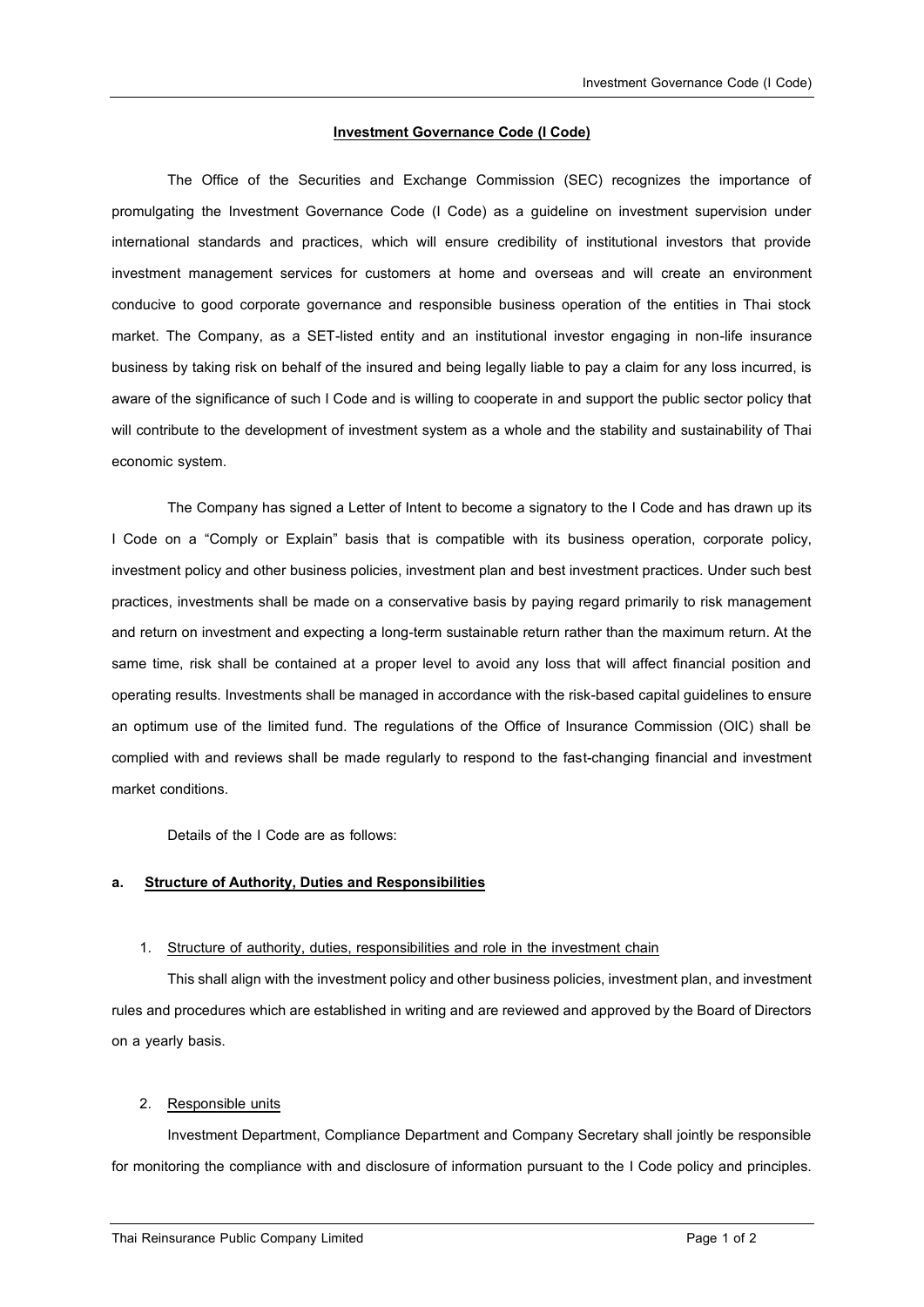# Investment Governance Code (I Code)

The Office of the Securities and Exchange Commission (SEC) recognizes the importance of promulgating the Investment Governance Code (I Code) as a guideline on investment supervision under international standards and practices, which will ensure credibility of institutional investors that provide investment management services for customers at home and overseas and will create an environment conducive to good corporate governance and responsible business operation of the entities in Thai stock market. The Company, as a SET-listed entity and an institutional investor engaging in non-life insurance business by taking risk on behalf of the insured and being legally liable to pay a claim for any loss incurred, is aware of the significance of such I Code and is willing to cooperate in and support the public sector policy that will contribute to the development of investment system as a whole and the stability and sustainability of Thai economic system.

The Company has signed a Letter of Intent to become a signatory to the I Code and has drawn up its I Code on a "Comply or Explain" basis that is compatible with its business operation, corporate policy, investment policy and other business policies, investment plan and best investment practices. Under such best practices, investments shall be made on a conservative basis by paying regard primarily to risk management and return on investment and expecting a long-term sustainable return rather than the maximum return. At the same time, risk shall be contained at a proper level to avoid any loss that will affect financial position and operating results. Investments shall be managed in accordance with the risk-based capital guidelines to ensure an optimum use of the limited fund. The regulations of the Office of Insurance Commission (OIC) shall be complied with and reviews shall be made regularly to respond to the fast-changing financial and investment market conditions.

Details of the I Code are as follows:

## a. Structure of Authority, Duties and Responsibilities

1. Structure of authority, duties, responsibilities and role in the investment chain

   This shall align with the investment policy and other business policies, investment plan, and investment rules and procedures which are established in writing and are reviewed and approved by the Board of Directors on a yearly basis.

2. Responsible units

   Investment Department, Compliance Department and Company Secretary shall jointly be responsible for monitoring the compliance with and disclosure of information pursuant to the I Code policy and principles.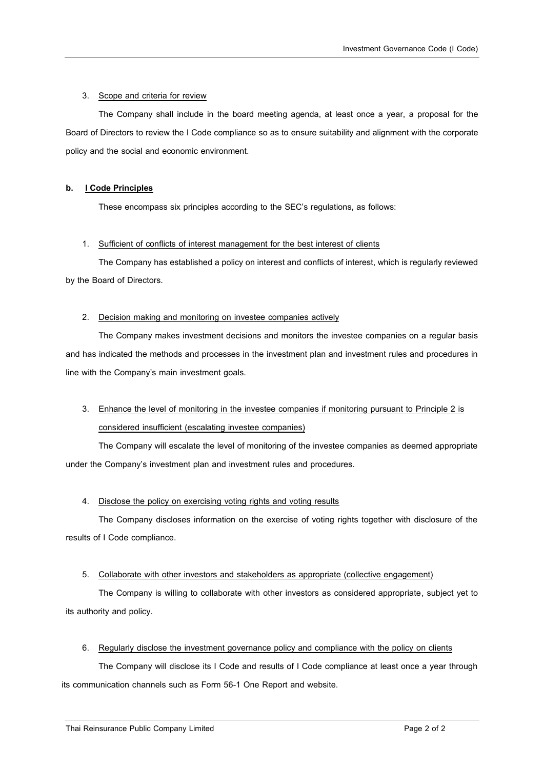3. Scope and criteria for review

The Company shall include in the board meeting agenda, at least once a year, a proposal for the Board of Directors to review the I Code compliance so as to ensure suitability and alignment with the corporate policy and the social and economic environment.

**b. I Code Principles**

These encompass six principles according to the SEC's regulations, as follows:

1. Sufficient of conflicts of interest management for the best interest of clients

The Company has established a policy on interest and conflicts of interest, which is regularly reviewed by the Board of Directors.

2. Decision making and monitoring on investee companies actively

The Company makes investment decisions and monitors the investee companies on a regular basis and has indicated the methods and processes in the investment plan and investment rules and procedures in line with the Company's main investment goals.

3. Enhance the level of monitoring in the investee companies if monitoring pursuant to Principle 2 is considered insufficient (escalating investee companies)

The Company will escalate the level of monitoring of the investee companies as deemed appropriate under the Company's investment plan and investment rules and procedures.

4. Disclose the policy on exercising voting rights and voting results

The Company discloses information on the exercise of voting rights together with disclosure of the results of I Code compliance.

5. Collaborate with other investors and stakeholders as appropriate (collective engagement)

The Company is willing to collaborate with other investors as considered appropriate, subject yet to its authority and policy.

6. Regularly disclose the investment governance policy and compliance with the policy on clients

The Company will disclose its I Code and results of I Code compliance at least once a year through its communication channels such as Form 56-1 One Report and website.